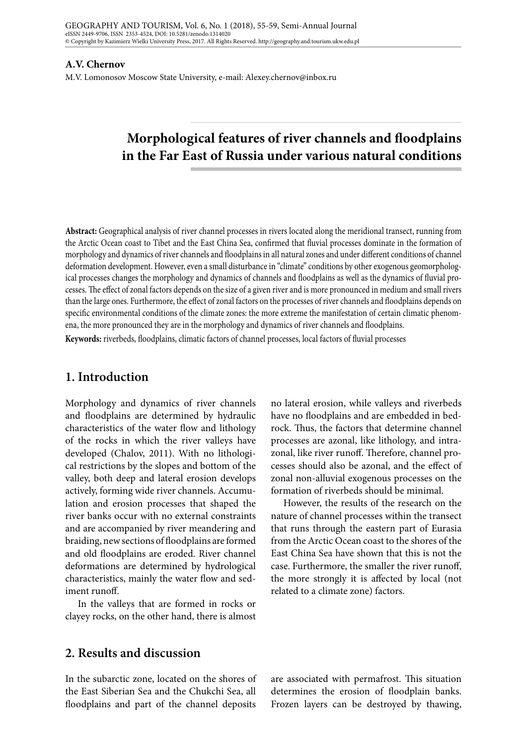**A.V. Chernov**

M.V. Lomonosov Moscow State University, e-mail: Alexey.chernov@inbox.ru

# Morphological features of river channels and floodplains in the Far East of Russia under various natural conditions

**Abstract:** Geographical analysis of river channel processes in rivers located along the meridional transect, running from the Arctic Ocean coast to Tibet and the East China Sea, confirmed that fluvial processes dominate in the formation of morphology and dynamics of river channels and floodplains in all natural zones and under different conditions of channel deformation development. However, even a small disturbance in "climate" conditions by other exogenous geomorphological processes changes the morphology and dynamics of channels and floodplains as well as the dynamics of fluvial processes. The effect of zonal factors depends on the size of a given river and is more pronounced in medium and small rivers than the large ones. Furthermore, the effect of zonal factors on the processes of river channels and floodplains depends on specific environmental conditions of the climate zones: the more extreme the manifestation of certain climatic phenomena, the more pronounced they are in the morphology and dynamics of river channels and floodplains.

**Keywords:** riverbeds, floodplains, climatic factors of channel processes, local factors of fluvial processes

## 1. Introduction

Morphology and dynamics of river channels and floodplains are determined by hydraulic characteristics of the water flow and lithology of the rocks in which the river valleys have developed (Chalov, 2011). With no lithological restrictions by the slopes and bottom of the valley, both deep and lateral erosion develops actively, forming wide river channels. Accumulation and erosion processes that shaped the river banks occur with no external constraints and are accompanied by river meandering and braiding, new sections of floodplains are formed and old floodplains are eroded. River channel deformations are determined by hydrological characteristics, mainly the water flow and sediment runoff.

In the valleys that are formed in rocks or clayey rocks, on the other hand, there is almost no lateral erosion, while valleys and riverbeds have no floodplains and are embedded in bedrock. Thus, the factors that determine channel processes are azonal, like lithology, and intrazonal, like river runoff. Therefore, channel processes should also be azonal, and the effect of zonal non-alluvial exogenous processes on the formation of riverbeds should be minimal.

However, the results of the research on the nature of channel processes within the transect that runs through the eastern part of Eurasia from the Arctic Ocean coast to the shores of the East China Sea have shown that this is not the case. Furthermore, the smaller the river runoff, the more strongly it is affected by local (not related to a climate zone) factors.

## 2. Results and discussion

In the subarctic zone, located on the shores of the East Siberian Sea and the Chukchi Sea, all floodplains and part of the channel deposits are associated with permafrost. This situation determines the erosion of floodplain banks. Frozen layers can be destroyed by thawing,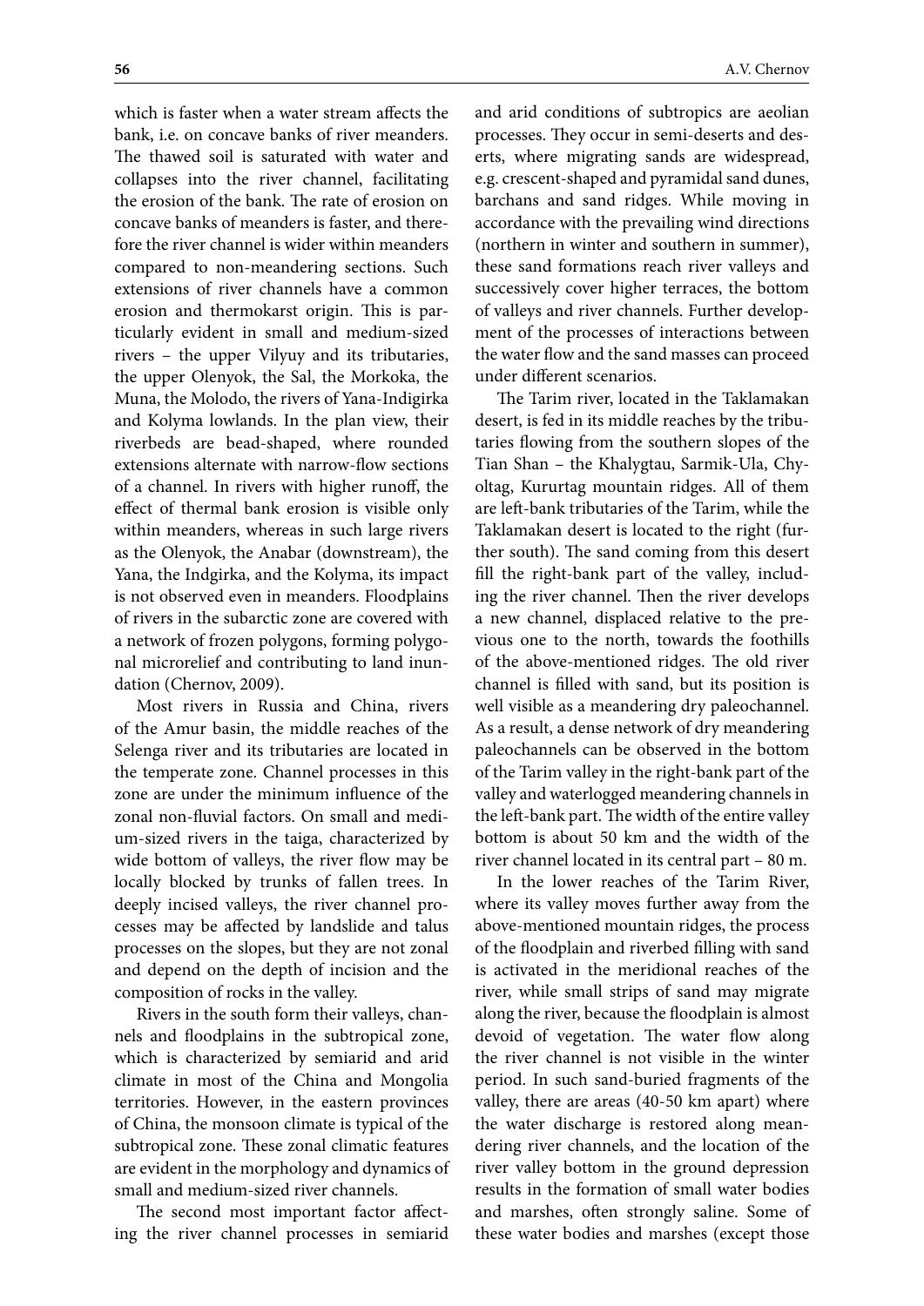which is faster when a water stream affects the bank, i.e. on concave banks of river meanders. The thawed soil is saturated with water and collapses into the river channel, facilitating the erosion of the bank. The rate of erosion on concave banks of meanders is faster, and therefore the river channel is wider within meanders compared to non-meandering sections. Such extensions of river channels have a common erosion and thermokarst origin. This is particularly evident in small and medium-sized rivers – the upper Vilyuy and its tributaries, the upper Olenyok, the Sal, the Morkoka, the Muna, the Molodo, the rivers of Yana-Indigirka and Kolyma lowlands. In the plan view, their riverbeds are bead-shaped, where rounded extensions alternate with narrow-flow sections of a channel. In rivers with higher runoff, the effect of thermal bank erosion is visible only within meanders, whereas in such large rivers as the Olenyok, the Anabar (downstream), the Yana, the Indgirka, and the Kolyma, its impact is not observed even in meanders. Floodplains of rivers in the subarctic zone are covered with a network of frozen polygons, forming polygonal microrelief and contributing to land inundation (Chernov, 2009).

Most rivers in Russia and China, rivers of the Amur basin, the middle reaches of the Selenga river and its tributaries are located in the temperate zone. Channel processes in this zone are under the minimum influence of the zonal non-fluvial factors. On small and medium-sized rivers in the taiga, characterized by wide bottom of valleys, the river flow may be locally blocked by trunks of fallen trees. In deeply incised valleys, the river channel processes may be affected by landslide and talus processes on the slopes, but they are not zonal and depend on the depth of incision and the composition of rocks in the valley.

Rivers in the south form their valleys, channels and floodplains in the subtropical zone, which is characterized by semiarid and arid climate in most of the China and Mongolia territories. However, in the eastern provinces of China, the monsoon climate is typical of the subtropical zone. These zonal climatic features are evident in the morphology and dynamics of small and medium-sized river channels.

The second most important factor affecting the river channel processes in semiarid and arid conditions of subtropics are aeolian processes. They occur in semi-deserts and deserts, where migrating sands are widespread, e.g. crescent-shaped and pyramidal sand dunes, barchans and sand ridges. While moving in accordance with the prevailing wind directions (northern in winter and southern in summer), these sand formations reach river valleys and successively cover higher terraces, the bottom of valleys and river channels. Further development of the processes of interactions between the water flow and the sand masses can proceed under different scenarios.

The Tarim river, located in the Taklamakan desert, is fed in its middle reaches by the tributaries flowing from the southern slopes of the Tian Shan – the Khalygtau, Sarmik-Ula, Chyoltag, Kururtag mountain ridges. All of them are left-bank tributaries of the Tarim, while the Taklamakan desert is located to the right (further south). The sand coming from this desert fill the right-bank part of the valley, including the river channel. Then the river develops a new channel, displaced relative to the previous one to the north, towards the foothills of the above-mentioned ridges. The old river channel is filled with sand, but its position is well visible as a meandering dry paleochannel. As a result, a dense network of dry meandering paleochannels can be observed in the bottom of the Tarim valley in the right-bank part of the valley and waterlogged meandering channels in the left-bank part. The width of the entire valley bottom is about 50 km and the width of the river channel located in its central part – 80 m.

In the lower reaches of the Tarim River, where its valley moves further away from the above-mentioned mountain ridges, the process of the floodplain and riverbed filling with sand is activated in the meridional reaches of the river, while small strips of sand may migrate along the river, because the floodplain is almost devoid of vegetation. The water flow along the river channel is not visible in the winter period. In such sand-buried fragments of the valley, there are areas (40-50 km apart) where the water discharge is restored along meandering river channels, and the location of the river valley bottom in the ground depression results in the formation of small water bodies and marshes, often strongly saline. Some of these water bodies and marshes (except those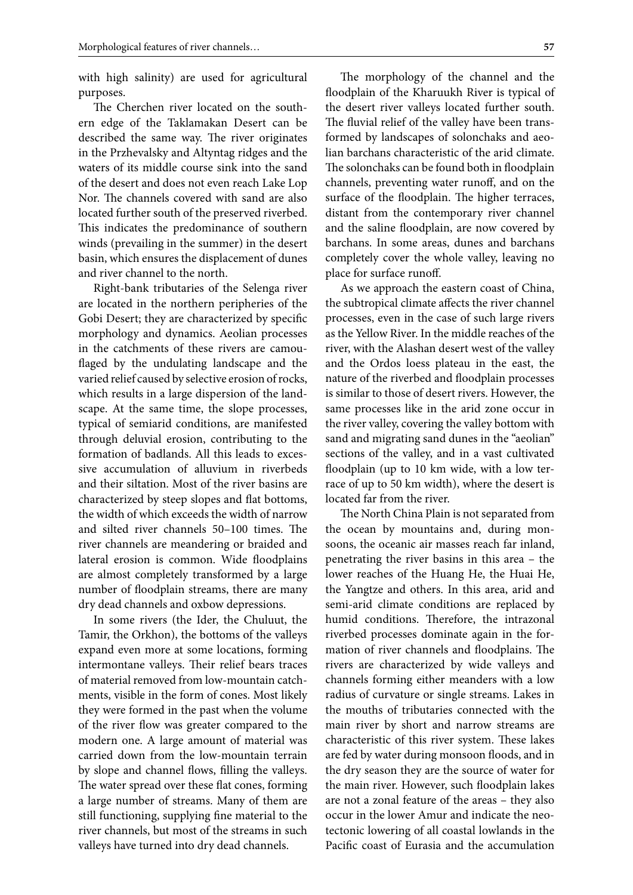with high salinity) are used for agricultural purposes.

The Cherchen river located on the southern edge of the Taklamakan Desert can be described the same way. The river originates in the Przhevalsky and Altyntag ridges and the waters of its middle course sink into the sand of the desert and does not even reach Lake Lop Nor. The channels covered with sand are also located further south of the preserved riverbed. This indicates the predominance of southern winds (prevailing in the summer) in the desert basin, which ensures the displacement of dunes and river channel to the north.

Right-bank tributaries of the Selenga river are located in the northern peripheries of the Gobi Desert; they are characterized by specific morphology and dynamics. Aeolian processes in the catchments of these rivers are camouflaged by the undulating landscape and the varied relief caused by selective erosion of rocks, which results in a large dispersion of the landscape. At the same time, the slope processes, typical of semiarid conditions, are manifested through deluvial erosion, contributing to the formation of badlands. All this leads to excessive accumulation of alluvium in riverbeds and their siltation. Most of the river basins are characterized by steep slopes and flat bottoms, the width of which exceeds the width of narrow and silted river channels 50–100 times. The river channels are meandering or braided and lateral erosion is common. Wide floodplains are almost completely transformed by a large number of floodplain streams, there are many dry dead channels and oxbow depressions.

In some rivers (the Ider, the Chuluut, the Tamir, the Orkhon), the bottoms of the valleys expand even more at some locations, forming intermontane valleys. Their relief bears traces of material removed from low-mountain catchments, visible in the form of cones. Most likely they were formed in the past when the volume of the river flow was greater compared to the modern one. A large amount of material was carried down from the low-mountain terrain by slope and channel flows, filling the valleys. The water spread over these flat cones, forming a large number of streams. Many of them are still functioning, supplying fine material to the river channels, but most of the streams in such valleys have turned into dry dead channels.

The morphology of the channel and the floodplain of the Kharuukh River is typical of the desert river valleys located further south. The fluvial relief of the valley have been transformed by landscapes of solonchaks and aeolian barchans characteristic of the arid climate. The solonchaks can be found both in floodplain channels, preventing water runoff, and on the surface of the floodplain. The higher terraces, distant from the contemporary river channel and the saline floodplain, are now covered by barchans. In some areas, dunes and barchans completely cover the whole valley, leaving no place for surface runoff.

As we approach the eastern coast of China, the subtropical climate affects the river channel processes, even in the case of such large rivers as the Yellow River. In the middle reaches of the river, with the Alashan desert west of the valley and the Ordos loess plateau in the east, the nature of the riverbed and floodplain processes is similar to those of desert rivers. However, the same processes like in the arid zone occur in the river valley, covering the valley bottom with sand and migrating sand dunes in the "aeolian" sections of the valley, and in a vast cultivated floodplain (up to 10 km wide, with a low terrace of up to 50 km width), where the desert is located far from the river.

The North China Plain is not separated from the ocean by mountains and, during monsoons, the oceanic air masses reach far inland, penetrating the river basins in this area – the lower reaches of the Huang He, the Huai He, the Yangtze and others. In this area, arid and semi-arid climate conditions are replaced by humid conditions. Therefore, the intrazonal riverbed processes dominate again in the formation of river channels and floodplains. The rivers are characterized by wide valleys and channels forming either meanders with a low radius of curvature or single streams. Lakes in the mouths of tributaries connected with the main river by short and narrow streams are characteristic of this river system. These lakes are fed by water during monsoon floods, and in the dry season they are the source of water for the main river. However, such floodplain lakes are not a zonal feature of the areas – they also occur in the lower Amur and indicate the neotectonic lowering of all coastal lowlands in the Pacific coast of Eurasia and the accumulation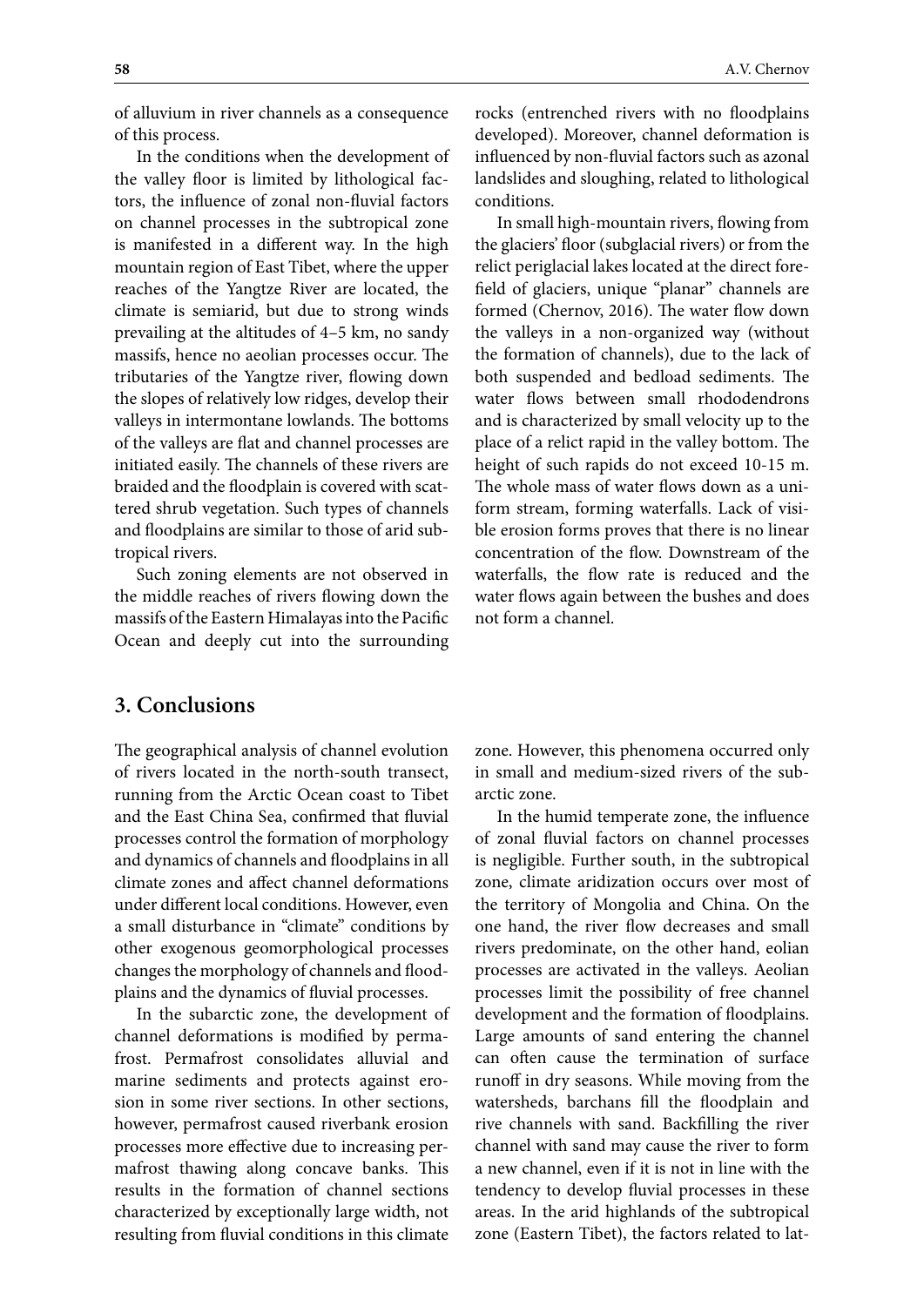of alluvium in river channels as a consequence of this process.

In the conditions when the development of the valley floor is limited by lithological factors, the influence of zonal non-fluvial factors on channel processes in the subtropical zone is manifested in a different way. In the high mountain region of East Tibet, where the upper reaches of the Yangtze River are located, the climate is semiarid, but due to strong winds prevailing at the altitudes of 4–5 km, no sandy massifs, hence no aeolian processes occur. The tributaries of the Yangtze river, flowing down the slopes of relatively low ridges, develop their valleys in intermontane lowlands. The bottoms of the valleys are flat and channel processes are initiated easily. The channels of these rivers are braided and the floodplain is covered with scattered shrub vegetation. Such types of channels and floodplains are similar to those of arid subtropical rivers.

Such zoning elements are not observed in the middle reaches of rivers flowing down the massifs of the Eastern Himalayas into the Pacific Ocean and deeply cut into the surrounding rocks (entrenched rivers with no floodplains developed). Moreover, channel deformation is influenced by non-fluvial factors such as azonal landslides and sloughing, related to lithological conditions.

In small high-mountain rivers, flowing from the glaciers' floor (subglacial rivers) or from the relict periglacial lakes located at the direct forefield of glaciers, unique "planar" channels are formed (Chernov, 2016). The water flow down the valleys in a non-organized way (without the formation of channels), due to the lack of both suspended and bedload sediments. The water flows between small rhododendrons and is characterized by small velocity up to the place of a relict rapid in the valley bottom. The height of such rapids do not exceed 10-15 m. The whole mass of water flows down as a uniform stream, forming waterfalls. Lack of visible erosion forms proves that there is no linear concentration of the flow. Downstream of the waterfalls, the flow rate is reduced and the water flows again between the bushes and does not form a channel.

## 3. Conclusions

The geographical analysis of channel evolution of rivers located in the north-south transect, running from the Arctic Ocean coast to Tibet and the East China Sea, confirmed that fluvial processes control the formation of morphology and dynamics of channels and floodplains in all climate zones and affect channel deformations under different local conditions. However, even a small disturbance in "climate" conditions by other exogenous geomorphological processes changes the morphology of channels and floodplains and the dynamics of fluvial processes.

In the subarctic zone, the development of channel deformations is modified by permafrost. Permafrost consolidates alluvial and marine sediments and protects against erosion in some river sections. In other sections, however, permafrost caused riverbank erosion processes more effective due to increasing permafrost thawing along concave banks. This results in the formation of channel sections characterized by exceptionally large width, not resulting from fluvial conditions in this climate zone. However, this phenomena occurred only in small and medium-sized rivers of the subarctic zone.

In the humid temperate zone, the influence of zonal fluvial factors on channel processes is negligible. Further south, in the subtropical zone, climate aridization occurs over most of the territory of Mongolia and China. On the one hand, the river flow decreases and small rivers predominate, on the other hand, eolian processes are activated in the valleys. Aeolian processes limit the possibility of free channel development and the formation of floodplains. Large amounts of sand entering the channel can often cause the termination of surface runoff in dry seasons. While moving from the watersheds, barchans fill the floodplain and rive channels with sand. Backfilling the river channel with sand may cause the river to form a new channel, even if it is not in line with the tendency to develop fluvial processes in these areas. In the arid highlands of the subtropical zone (Eastern Tibet), the factors related to lat-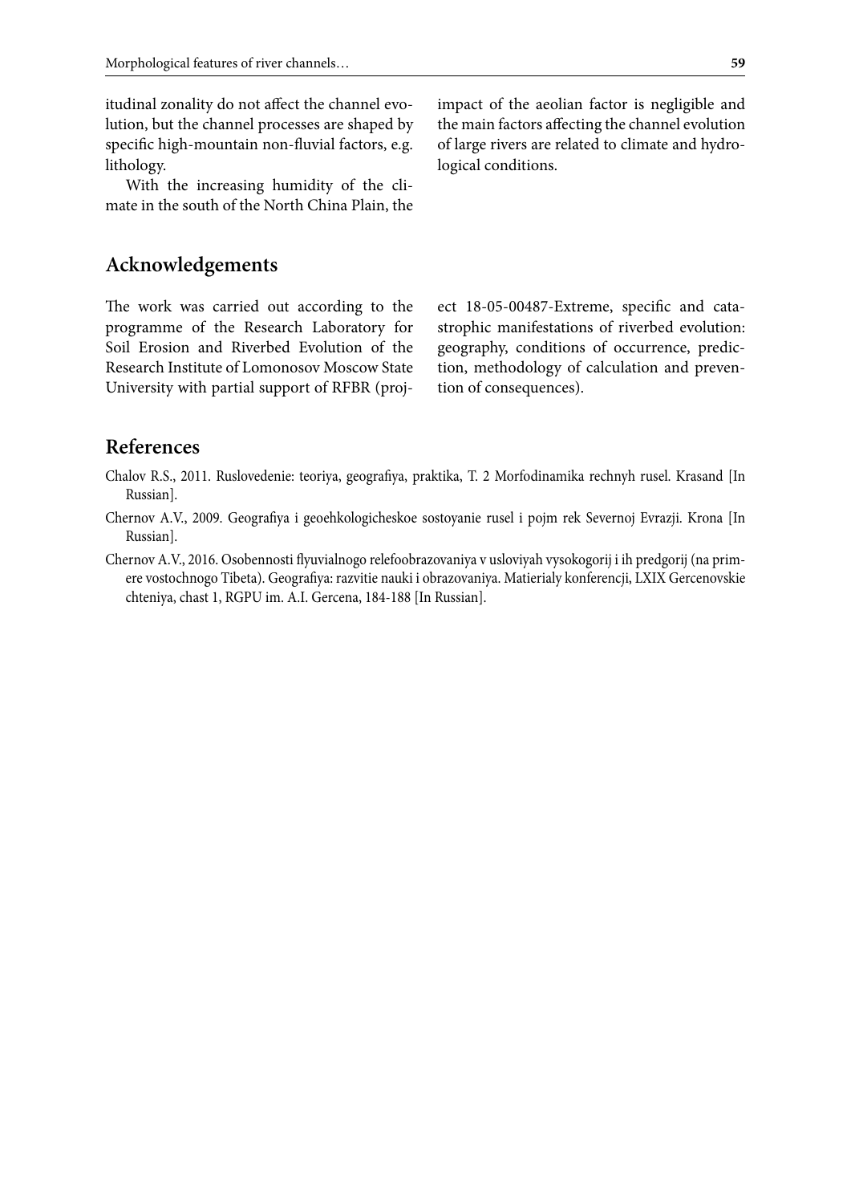itudinal zonality do not affect the channel evolution, but the channel processes are shaped by specific high-mountain non-fluvial factors, e.g. lithology.

With the increasing humidity of the climate in the south of the North China Plain, the impact of the aeolian factor is negligible and the main factors affecting the channel evolution of large rivers are related to climate and hydrological conditions.

## Acknowledgements

The work was carried out according to the programme of the Research Laboratory for Soil Erosion and Riverbed Evolution of the Research Institute of Lomonosov Moscow State University with partial support of RFBR (project 18-05-00487-Extreme, specific and catastrophic manifestations of riverbed evolution: geography, conditions of occurrence, prediction, methodology of calculation and prevention of consequences).

## References

Chalov R.S., 2011. Ruslovedenie: teoriya, geografiya, praktika, T. 2 Morfodinamika rechnyh rusel. Krasand [In Russian].

Chernov A.V., 2009. Geografiya i geoehkologicheskoe sostoyanie rusel i pojm rek Severnoj Evrazji. Krona [In Russian].

Chernov A.V., 2016. Osobennosti flyuvialnogo relefoobrazovaniya v usloviyah vysokogorij i ih predgorij (na primere vostochnogo Tibeta). Geografiya: razvitie nauki i obrazovaniya. Matierialy konferencji, LXIX Gercenovskie chteniya, chast 1, RGPU im. A.I. Gercena, 184-188 [In Russian].